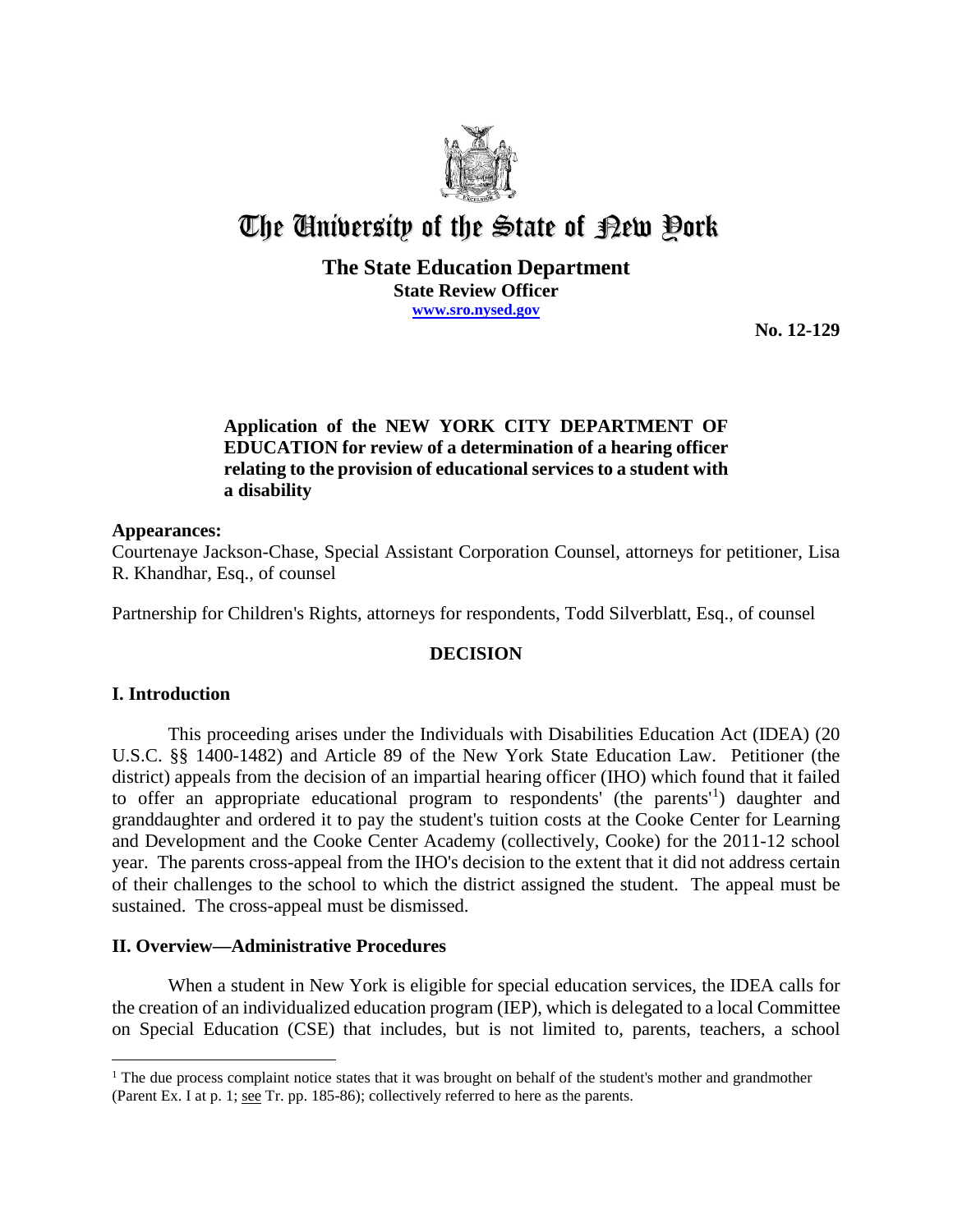# The University of the State of New York

**The State Education Department**
**State Review Officer**
**www.sro.nysed.gov**

**No. 12-129**

**Application of the NEW YORK CITY DEPARTMENT OF EDUCATION for review of a determination of a hearing officer relating to the provision of educational services to a student with a disability**

## Appearances:

Courtenaye Jackson-Chase, Special Assistant Corporation Counsel, attorneys for petitioner, Lisa R. Khandhar, Esq., of counsel

Partnership for Children's Rights, attorneys for respondents, Todd Silverblatt, Esq., of counsel

## DECISION

## I. Introduction

This proceeding arises under the Individuals with Disabilities Education Act (IDEA) (20 U.S.C. §§ 1400-1482) and Article 89 of the New York State Education Law. Petitioner (the district) appeals from the decision of an impartial hearing officer (IHO) which found that it failed to offer an appropriate educational program to respondents' (the parents'[1]) daughter and granddaughter and ordered it to pay the student's tuition costs at the Cooke Center for Learning and Development and the Cooke Center Academy (collectively, Cooke) for the 2011-12 school year. The parents cross-appeal from the IHO's decision to the extent that it did not address certain of their challenges to the school to which the district assigned the student. The appeal must be sustained. The cross-appeal must be dismissed.

## II. Overview—Administrative Procedures

When a student in New York is eligible for special education services, the IDEA calls for the creation of an individualized education program (IEP), which is delegated to a local Committee on Special Education (CSE) that includes, but is not limited to, parents, teachers, a school

[1] The due process complaint notice states that it was brought on behalf of the student's mother and grandmother (Parent Ex. I at p. 1; see Tr. pp. 185-86); collectively referred to here as the parents.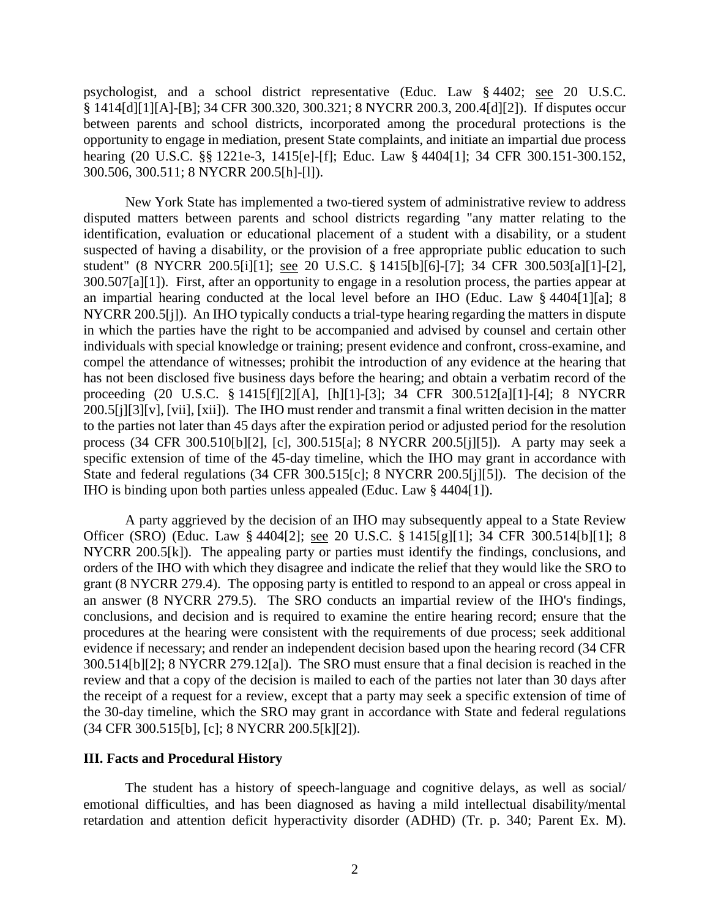psychologist, and a school district representative (Educ. Law § 4402; see 20 U.S.C. § 1414[d][1][A]-[B]; 34 CFR 300.320, 300.321; 8 NYCRR 200.3, 200.4[d][2]). If disputes occur between parents and school districts, incorporated among the procedural protections is the opportunity to engage in mediation, present State complaints, and initiate an impartial due process hearing (20 U.S.C. §§ 1221e-3, 1415[e]-[f]; Educ. Law § 4404[1]; 34 CFR 300.151-300.152, 300.506, 300.511; 8 NYCRR 200.5[h]-[l]).

New York State has implemented a two-tiered system of administrative review to address disputed matters between parents and school districts regarding "any matter relating to the identification, evaluation or educational placement of a student with a disability, or a student suspected of having a disability, or the provision of a free appropriate public education to such student" (8 NYCRR 200.5[i][1]; see 20 U.S.C. § 1415[b][6]-[7]; 34 CFR 300.503[a][1]-[2], 300.507[a][1]). First, after an opportunity to engage in a resolution process, the parties appear at an impartial hearing conducted at the local level before an IHO (Educ. Law § 4404[1][a]; 8 NYCRR 200.5[j]). An IHO typically conducts a trial-type hearing regarding the matters in dispute in which the parties have the right to be accompanied and advised by counsel and certain other individuals with special knowledge or training; present evidence and confront, cross-examine, and compel the attendance of witnesses; prohibit the introduction of any evidence at the hearing that has not been disclosed five business days before the hearing; and obtain a verbatim record of the proceeding (20 U.S.C. § 1415[f][2][A], [h][1]-[3]; 34 CFR 300.512[a][1]-[4]; 8 NYCRR 200.5[j][3][v], [vii], [xii]). The IHO must render and transmit a final written decision in the matter to the parties not later than 45 days after the expiration period or adjusted period for the resolution process (34 CFR 300.510[b][2], [c], 300.515[a]; 8 NYCRR 200.5[j][5]). A party may seek a specific extension of time of the 45-day timeline, which the IHO may grant in accordance with State and federal regulations (34 CFR 300.515[c]; 8 NYCRR 200.5[j][5]). The decision of the IHO is binding upon both parties unless appealed (Educ. Law § 4404[1]).

A party aggrieved by the decision of an IHO may subsequently appeal to a State Review Officer (SRO) (Educ. Law § 4404[2]; see 20 U.S.C. § 1415[g][1]; 34 CFR 300.514[b][1]; 8 NYCRR 200.5[k]). The appealing party or parties must identify the findings, conclusions, and orders of the IHO with which they disagree and indicate the relief that they would like the SRO to grant (8 NYCRR 279.4). The opposing party is entitled to respond to an appeal or cross appeal in an answer (8 NYCRR 279.5). The SRO conducts an impartial review of the IHO's findings, conclusions, and decision and is required to examine the entire hearing record; ensure that the procedures at the hearing were consistent with the requirements of due process; seek additional evidence if necessary; and render an independent decision based upon the hearing record (34 CFR 300.514[b][2]; 8 NYCRR 279.12[a]). The SRO must ensure that a final decision is reached in the review and that a copy of the decision is mailed to each of the parties not later than 30 days after the receipt of a request for a review, except that a party may seek a specific extension of time of the 30-day timeline, which the SRO may grant in accordance with State and federal regulations (34 CFR 300.515[b], [c]; 8 NYCRR 200.5[k][2]).

## III. Facts and Procedural History

The student has a history of speech-language and cognitive delays, as well as social/ emotional difficulties, and has been diagnosed as having a mild intellectual disability/mental retardation and attention deficit hyperactivity disorder (ADHD) (Tr. p. 340; Parent Ex. M).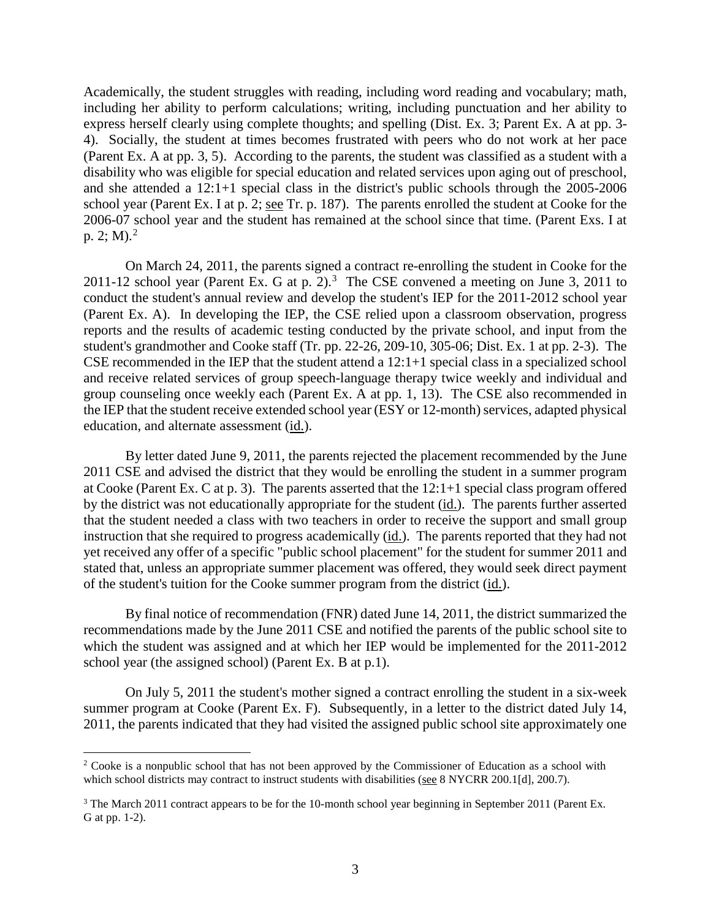Academically, the student struggles with reading, including word reading and vocabulary; math, including her ability to perform calculations; writing, including punctuation and her ability to express herself clearly using complete thoughts; and spelling (Dist. Ex. 3; Parent Ex. A at pp. 3-4). Socially, the student at times becomes frustrated with peers who do not work at her pace (Parent Ex. A at pp. 3, 5). According to the parents, the student was classified as a student with a disability who was eligible for special education and related services upon aging out of preschool, and she attended a 12:1+1 special class in the district's public schools through the 2005-2006 school year (Parent Ex. I at p. 2; see Tr. p. 187). The parents enrolled the student at Cooke for the 2006-07 school year and the student has remained at the school since that time. (Parent Exs. I at p. 2; M).[2]

On March 24, 2011, the parents signed a contract re-enrolling the student in Cooke for the 2011-12 school year (Parent Ex. G at p. 2).[3] The CSE convened a meeting on June 3, 2011 to conduct the student's annual review and develop the student's IEP for the 2011-2012 school year (Parent Ex. A). In developing the IEP, the CSE relied upon a classroom observation, progress reports and the results of academic testing conducted by the private school, and input from the student's grandmother and Cooke staff (Tr. pp. 22-26, 209-10, 305-06; Dist. Ex. 1 at pp. 2-3). The CSE recommended in the IEP that the student attend a 12:1+1 special class in a specialized school and receive related services of group speech-language therapy twice weekly and individual and group counseling once weekly each (Parent Ex. A at pp. 1, 13). The CSE also recommended in the IEP that the student receive extended school year (ESY or 12-month) services, adapted physical education, and alternate assessment (id.).

By letter dated June 9, 2011, the parents rejected the placement recommended by the June 2011 CSE and advised the district that they would be enrolling the student in a summer program at Cooke (Parent Ex. C at p. 3). The parents asserted that the 12:1+1 special class program offered by the district was not educationally appropriate for the student (id.). The parents further asserted that the student needed a class with two teachers in order to receive the support and small group instruction that she required to progress academically (id.). The parents reported that they had not yet received any offer of a specific "public school placement" for the student for summer 2011 and stated that, unless an appropriate summer placement was offered, they would seek direct payment of the student's tuition for the Cooke summer program from the district (id.).

By final notice of recommendation (FNR) dated June 14, 2011, the district summarized the recommendations made by the June 2011 CSE and notified the parents of the public school site to which the student was assigned and at which her IEP would be implemented for the 2011-2012 school year (the assigned school) (Parent Ex. B at p.1).

On July 5, 2011 the student's mother signed a contract enrolling the student in a six-week summer program at Cooke (Parent Ex. F). Subsequently, in a letter to the district dated July 14, 2011, the parents indicated that they had visited the assigned public school site approximately one

---

[2] Cooke is a nonpublic school that has not been approved by the Commissioner of Education as a school with which school districts may contract to instruct students with disabilities (see 8 NYCRR 200.1[d], 200.7).

[3] The March 2011 contract appears to be for the 10-month school year beginning in September 2011 (Parent Ex. G at pp. 1-2).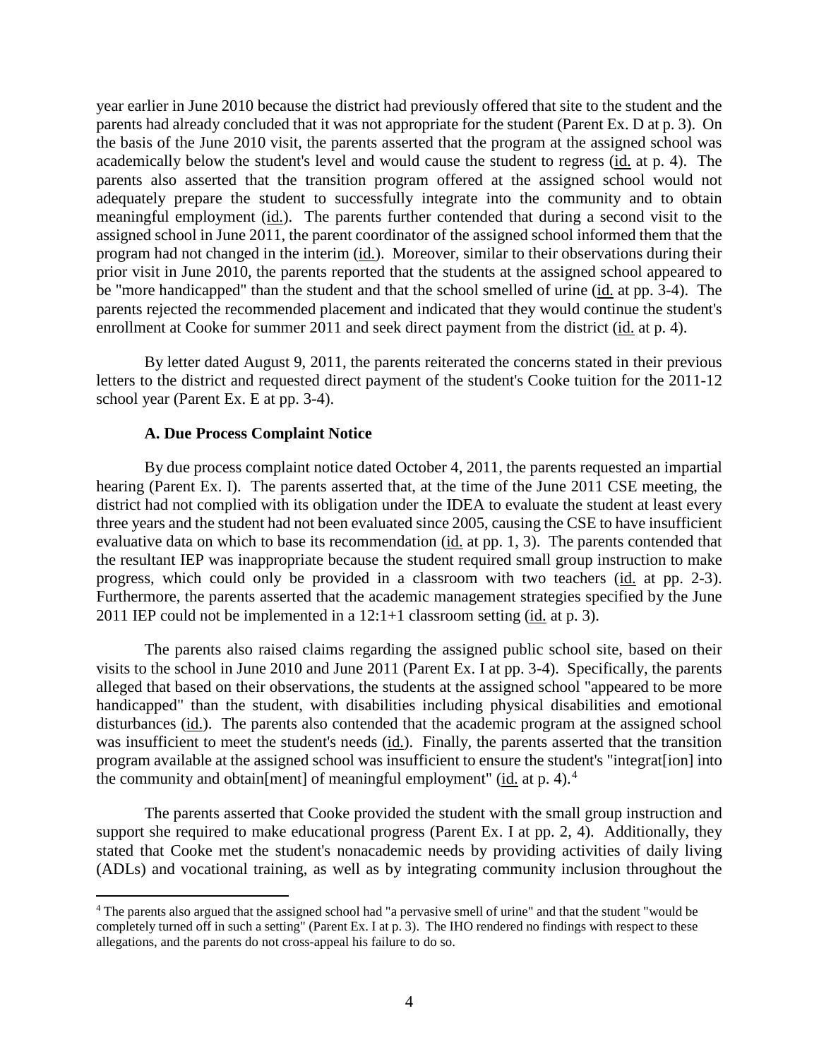year earlier in June 2010 because the district had previously offered that site to the student and the parents had already concluded that it was not appropriate for the student (Parent Ex. D at p. 3). On the basis of the June 2010 visit, the parents asserted that the program at the assigned school was academically below the student's level and would cause the student to regress (id. at p. 4). The parents also asserted that the transition program offered at the assigned school would not adequately prepare the student to successfully integrate into the community and to obtain meaningful employment (id.). The parents further contended that during a second visit to the assigned school in June 2011, the parent coordinator of the assigned school informed them that the program had not changed in the interim (id.). Moreover, similar to their observations during their prior visit in June 2010, the parents reported that the students at the assigned school appeared to be "more handicapped" than the student and that the school smelled of urine (id. at pp. 3-4). The parents rejected the recommended placement and indicated that they would continue the student's enrollment at Cooke for summer 2011 and seek direct payment from the district (id. at p. 4).

By letter dated August 9, 2011, the parents reiterated the concerns stated in their previous letters to the district and requested direct payment of the student's Cooke tuition for the 2011-12 school year (Parent Ex. E at pp. 3-4).

### A. Due Process Complaint Notice

By due process complaint notice dated October 4, 2011, the parents requested an impartial hearing (Parent Ex. I). The parents asserted that, at the time of the June 2011 CSE meeting, the district had not complied with its obligation under the IDEA to evaluate the student at least every three years and the student had not been evaluated since 2005, causing the CSE to have insufficient evaluative data on which to base its recommendation (id. at pp. 1, 3). The parents contended that the resultant IEP was inappropriate because the student required small group instruction to make progress, which could only be provided in a classroom with two teachers (id. at pp. 2-3). Furthermore, the parents asserted that the academic management strategies specified by the June 2011 IEP could not be implemented in a 12:1+1 classroom setting (id. at p. 3).

The parents also raised claims regarding the assigned public school site, based on their visits to the school in June 2010 and June 2011 (Parent Ex. I at pp. 3-4). Specifically, the parents alleged that based on their observations, the students at the assigned school "appeared to be more handicapped" than the student, with disabilities including physical disabilities and emotional disturbances (id.). The parents also contended that the academic program at the assigned school was insufficient to meet the student's needs (id.). Finally, the parents asserted that the transition program available at the assigned school was insufficient to ensure the student's "integrat[ion] into the community and obtain[ment] of meaningful employment" (id. at p. 4).[4]

The parents asserted that Cooke provided the student with the small group instruction and support she required to make educational progress (Parent Ex. I at pp. 2, 4). Additionally, they stated that Cooke met the student's nonacademic needs by providing activities of daily living (ADLs) and vocational training, as well as by integrating community inclusion throughout the

[4] The parents also argued that the assigned school had "a pervasive smell of urine" and that the student "would be completely turned off in such a setting" (Parent Ex. I at p. 3). The IHO rendered no findings with respect to these allegations, and the parents do not cross-appeal his failure to do so.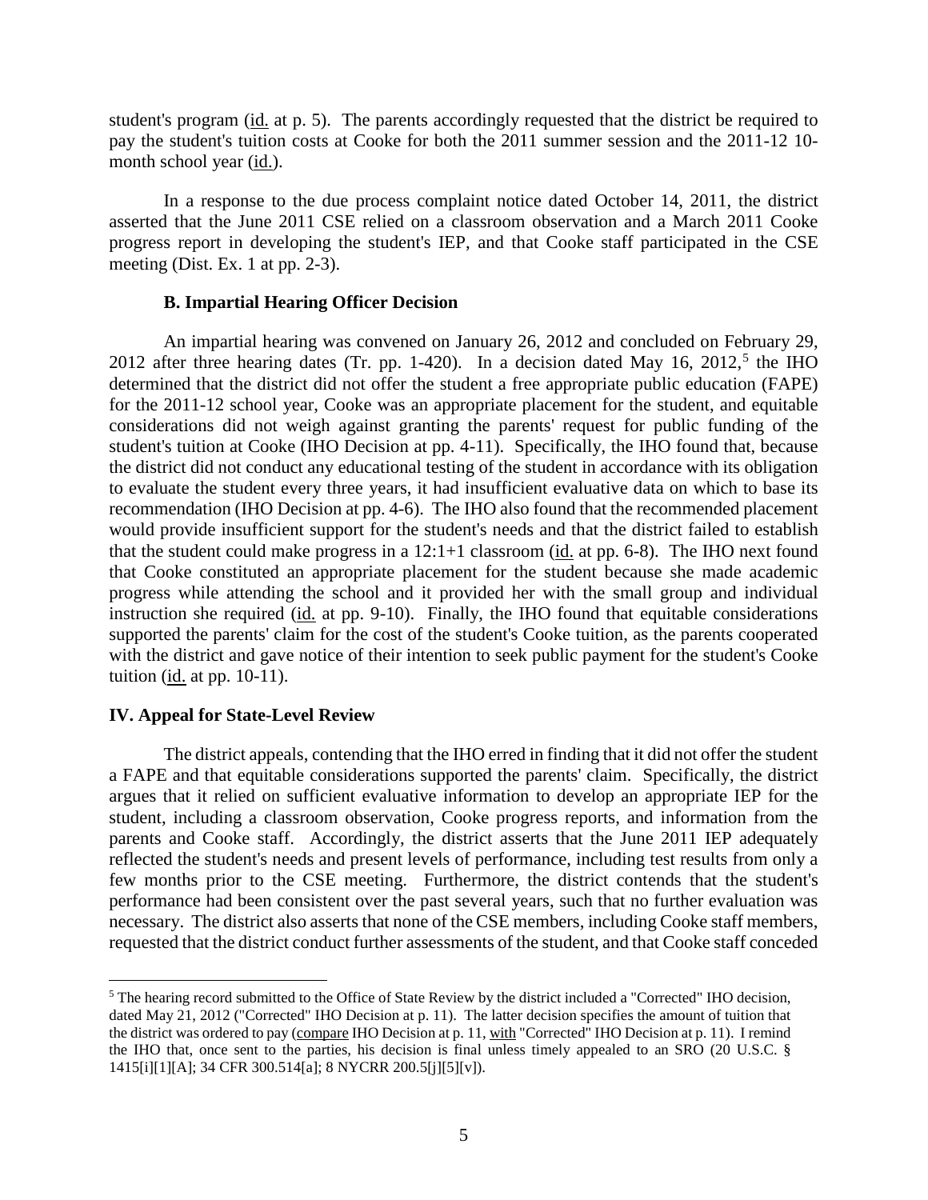student's program (id. at p. 5). The parents accordingly requested that the district be required to pay the student's tuition costs at Cooke for both the 2011 summer session and the 2011-12 10-month school year (id.).

In a response to the due process complaint notice dated October 14, 2011, the district asserted that the June 2011 CSE relied on a classroom observation and a March 2011 Cooke progress report in developing the student's IEP, and that Cooke staff participated in the CSE meeting (Dist. Ex. 1 at pp. 2-3).

### B. Impartial Hearing Officer Decision

An impartial hearing was convened on January 26, 2012 and concluded on February 29, 2012 after three hearing dates (Tr. pp. 1-420). In a decision dated May 16, 2012,[5] the IHO determined that the district did not offer the student a free appropriate public education (FAPE) for the 2011-12 school year, Cooke was an appropriate placement for the student, and equitable considerations did not weigh against granting the parents' request for public funding of the student's tuition at Cooke (IHO Decision at pp. 4-11). Specifically, the IHO found that, because the district did not conduct any educational testing of the student in accordance with its obligation to evaluate the student every three years, it had insufficient evaluative data on which to base its recommendation (IHO Decision at pp. 4-6). The IHO also found that the recommended placement would provide insufficient support for the student's needs and that the district failed to establish that the student could make progress in a 12:1+1 classroom (id. at pp. 6-8). The IHO next found that Cooke constituted an appropriate placement for the student because she made academic progress while attending the school and it provided her with the small group and individual instruction she required (id. at pp. 9-10). Finally, the IHO found that equitable considerations supported the parents' claim for the cost of the student's Cooke tuition, as the parents cooperated with the district and gave notice of their intention to seek public payment for the student's Cooke tuition (id. at pp. 10-11).

## IV. Appeal for State-Level Review

The district appeals, contending that the IHO erred in finding that it did not offer the student a FAPE and that equitable considerations supported the parents' claim. Specifically, the district argues that it relied on sufficient evaluative information to develop an appropriate IEP for the student, including a classroom observation, Cooke progress reports, and information from the parents and Cooke staff. Accordingly, the district asserts that the June 2011 IEP adequately reflected the student's needs and present levels of performance, including test results from only a few months prior to the CSE meeting. Furthermore, the district contends that the student's performance had been consistent over the past several years, such that no further evaluation was necessary. The district also asserts that none of the CSE members, including Cooke staff members, requested that the district conduct further assessments of the student, and that Cooke staff conceded

[5] The hearing record submitted to the Office of State Review by the district included a "Corrected" IHO decision, dated May 21, 2012 ("Corrected" IHO Decision at p. 11). The latter decision specifies the amount of tuition that the district was ordered to pay (compare IHO Decision at p. 11, with "Corrected" IHO Decision at p. 11). I remind the IHO that, once sent to the parties, his decision is final unless timely appealed to an SRO (20 U.S.C. § 1415[i][1][A]; 34 CFR 300.514[a]; 8 NYCRR 200.5[j][5][v]).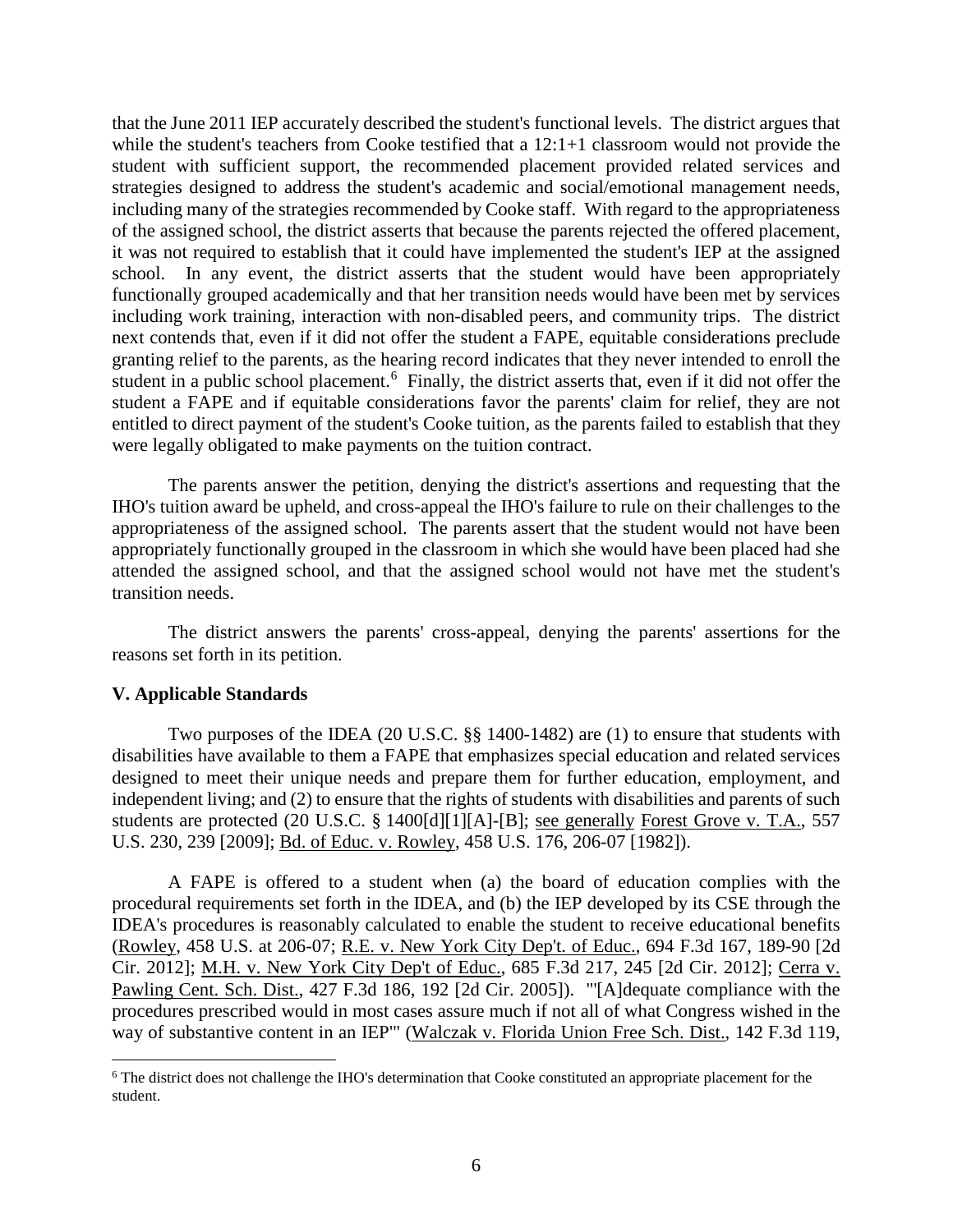that the June 2011 IEP accurately described the student's functional levels. The district argues that while the student's teachers from Cooke testified that a 12:1+1 classroom would not provide the student with sufficient support, the recommended placement provided related services and strategies designed to address the student's academic and social/emotional management needs, including many of the strategies recommended by Cooke staff. With regard to the appropriateness of the assigned school, the district asserts that because the parents rejected the offered placement, it was not required to establish that it could have implemented the student's IEP at the assigned school. In any event, the district asserts that the student would have been appropriately functionally grouped academically and that her transition needs would have been met by services including work training, interaction with non-disabled peers, and community trips. The district next contends that, even if it did not offer the student a FAPE, equitable considerations preclude granting relief to the parents, as the hearing record indicates that they never intended to enroll the student in a public school placement.[6] Finally, the district asserts that, even if it did not offer the student a FAPE and if equitable considerations favor the parents' claim for relief, they are not entitled to direct payment of the student's Cooke tuition, as the parents failed to establish that they were legally obligated to make payments on the tuition contract.

The parents answer the petition, denying the district's assertions and requesting that the IHO's tuition award be upheld, and cross-appeal the IHO's failure to rule on their challenges to the appropriateness of the assigned school. The parents assert that the student would not have been appropriately functionally grouped in the classroom in which she would have been placed had she attended the assigned school, and that the assigned school would not have met the student's transition needs.

The district answers the parents' cross-appeal, denying the parents' assertions for the reasons set forth in its petition.

## V. Applicable Standards

Two purposes of the IDEA (20 U.S.C. §§ 1400-1482) are (1) to ensure that students with disabilities have available to them a FAPE that emphasizes special education and related services designed to meet their unique needs and prepare them for further education, employment, and independent living; and (2) to ensure that the rights of students with disabilities and parents of such students are protected (20 U.S.C. § 1400[d][1][A]-[B]; see generally Forest Grove v. T.A., 557 U.S. 230, 239 [2009]; Bd. of Educ. v. Rowley, 458 U.S. 176, 206-07 [1982]).

A FAPE is offered to a student when (a) the board of education complies with the procedural requirements set forth in the IDEA, and (b) the IEP developed by its CSE through the IDEA's procedures is reasonably calculated to enable the student to receive educational benefits (Rowley, 458 U.S. at 206-07; R.E. v. New York City Dep't. of Educ., 694 F.3d 167, 189-90 [2d Cir. 2012]; M.H. v. New York City Dep't of Educ., 685 F.3d 217, 245 [2d Cir. 2012]; Cerra v. Pawling Cent. Sch. Dist., 427 F.3d 186, 192 [2d Cir. 2005]). "'[A]dequate compliance with the procedures prescribed would in most cases assure much if not all of what Congress wished in the way of substantive content in an IEP'" (Walczak v. Florida Union Free Sch. Dist., 142 F.3d 119,

[6] The district does not challenge the IHO's determination that Cooke constituted an appropriate placement for the student.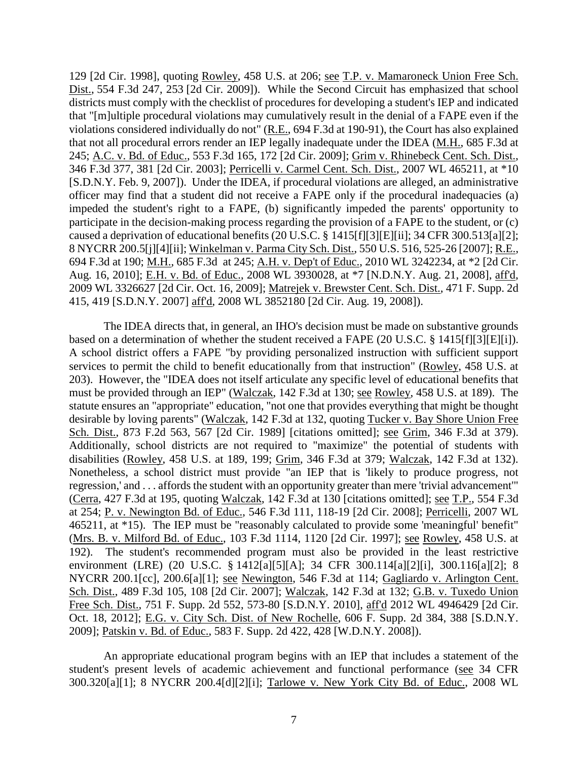129 [2d Cir. 1998], quoting Rowley, 458 U.S. at 206; see T.P. v. Mamaroneck Union Free Sch. Dist., 554 F.3d 247, 253 [2d Cir. 2009]). While the Second Circuit has emphasized that school districts must comply with the checklist of procedures for developing a student's IEP and indicated that "[m]ultiple procedural violations may cumulatively result in the denial of a FAPE even if the violations considered individually do not" (R.E., 694 F.3d at 190-91), the Court has also explained that not all procedural errors render an IEP legally inadequate under the IDEA (M.H., 685 F.3d at 245; A.C. v. Bd. of Educ., 553 F.3d 165, 172 [2d Cir. 2009]; Grim v. Rhinebeck Cent. Sch. Dist., 346 F.3d 377, 381 [2d Cir. 2003]; Perricelli v. Carmel Cent. Sch. Dist., 2007 WL 465211, at *10 [S.D.N.Y. Feb. 9, 2007]). Under the IDEA, if procedural violations are alleged, an administrative officer may find that a student did not receive a FAPE only if the procedural inadequacies (a) impeded the student's right to a FAPE, (b) significantly impeded the parents' opportunity to participate in the decision-making process regarding the provision of a FAPE to the student, or (c) caused a deprivation of educational benefits (20 U.S.C. § 1415[f][3][E][ii]; 34 CFR 300.513[a][2]; 8 NYCRR 200.5[j][4][ii]; Winkelman v. Parma City Sch. Dist., 550 U.S. 516, 525-26 [2007]; R.E., 694 F.3d at 190; M.H., 685 F.3d at 245; A.H. v. Dep't of Educ., 2010 WL 3242234, at *2 [2d Cir. Aug. 16, 2010]; E.H. v. Bd. of Educ., 2008 WL 3930028, at *7 [N.D.N.Y. Aug. 21, 2008], aff'd, 2009 WL 3326627 [2d Cir. Oct. 16, 2009]; Matrejek v. Brewster Cent. Sch. Dist., 471 F. Supp. 2d 415, 419 [S.D.N.Y. 2007] aff'd, 2008 WL 3852180 [2d Cir. Aug. 19, 2008]).

The IDEA directs that, in general, an IHO's decision must be made on substantive grounds based on a determination of whether the student received a FAPE (20 U.S.C. § 1415[f][3][E][i]). A school district offers a FAPE "by providing personalized instruction with sufficient support services to permit the child to benefit educationally from that instruction" (Rowley, 458 U.S. at 203). However, the "IDEA does not itself articulate any specific level of educational benefits that must be provided through an IEP" (Walczak, 142 F.3d at 130; see Rowley, 458 U.S. at 189). The statute ensures an "appropriate" education, "not one that provides everything that might be thought desirable by loving parents" (Walczak, 142 F.3d at 132, quoting Tucker v. Bay Shore Union Free Sch. Dist., 873 F.2d 563, 567 [2d Cir. 1989] [citations omitted]; see Grim, 346 F.3d at 379). Additionally, school districts are not required to "maximize" the potential of students with disabilities (Rowley, 458 U.S. at 189, 199; Grim, 346 F.3d at 379; Walczak, 142 F.3d at 132). Nonetheless, a school district must provide "an IEP that is 'likely to produce progress, not regression,' and . . . affords the student with an opportunity greater than mere 'trivial advancement'" (Cerra, 427 F.3d at 195, quoting Walczak, 142 F.3d at 130 [citations omitted]; see T.P., 554 F.3d at 254; P. v. Newington Bd. of Educ., 546 F.3d 111, 118-19 [2d Cir. 2008]; Perricelli, 2007 WL 465211, at *15). The IEP must be "reasonably calculated to provide some 'meaningful' benefit" (Mrs. B. v. Milford Bd. of Educ., 103 F.3d 1114, 1120 [2d Cir. 1997]; see Rowley, 458 U.S. at 192). The student's recommended program must also be provided in the least restrictive environment (LRE) (20 U.S.C. § 1412[a][5][A]; 34 CFR 300.114[a][2][i], 300.116[a][2]; 8 NYCRR 200.1[cc], 200.6[a][1]; see Newington, 546 F.3d at 114; Gagliardo v. Arlington Cent. Sch. Dist., 489 F.3d 105, 108 [2d Cir. 2007]; Walczak, 142 F.3d at 132; G.B. v. Tuxedo Union Free Sch. Dist., 751 F. Supp. 2d 552, 573-80 [S.D.N.Y. 2010], aff'd 2012 WL 4946429 [2d Cir. Oct. 18, 2012]; E.G. v. City Sch. Dist. of New Rochelle, 606 F. Supp. 2d 384, 388 [S.D.N.Y. 2009]; Patskin v. Bd. of Educ., 583 F. Supp. 2d 422, 428 [W.D.N.Y. 2008]).

An appropriate educational program begins with an IEP that includes a statement of the student's present levels of academic achievement and functional performance (see 34 CFR 300.320[a][1]; 8 NYCRR 200.4[d][2][i]; Tarlowe v. New York City Bd. of Educ., 2008 WL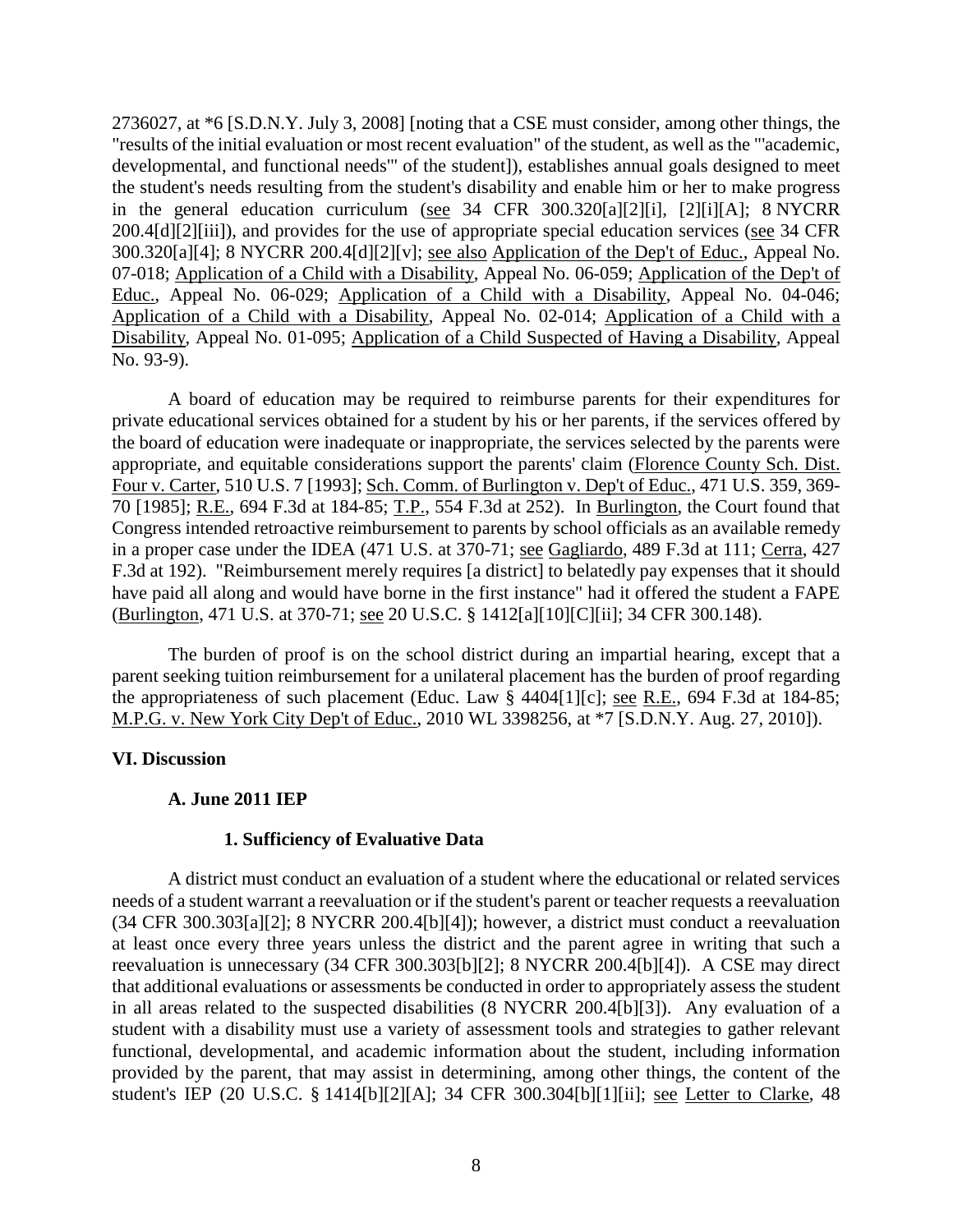2736027, at *6 [S.D.N.Y. July 3, 2008] [noting that a CSE must consider, among other things, the "results of the initial evaluation or most recent evaluation" of the student, as well as the "'academic, developmental, and functional needs'" of the student]), establishes annual goals designed to meet the student's needs resulting from the student's disability and enable him or her to make progress in the general education curriculum (see 34 CFR 300.320[a][2][i], [2][i][A]; 8 NYCRR 200.4[d][2][iii]), and provides for the use of appropriate special education services (see 34 CFR 300.320[a][4]; 8 NYCRR 200.4[d][2][v]; see also Application of the Dep't of Educ., Appeal No. 07-018; Application of a Child with a Disability, Appeal No. 06-059; Application of the Dep't of Educ., Appeal No. 06-029; Application of a Child with a Disability, Appeal No. 04-046; Application of a Child with a Disability, Appeal No. 02-014; Application of a Child with a Disability, Appeal No. 01-095; Application of a Child Suspected of Having a Disability, Appeal No. 93-9).

A board of education may be required to reimburse parents for their expenditures for private educational services obtained for a student by his or her parents, if the services offered by the board of education were inadequate or inappropriate, the services selected by the parents were appropriate, and equitable considerations support the parents' claim (Florence County Sch. Dist. Four v. Carter, 510 U.S. 7 [1993]; Sch. Comm. of Burlington v. Dep't of Educ., 471 U.S. 359, 369-70 [1985]; R.E., 694 F.3d at 184-85; T.P., 554 F.3d at 252). In Burlington, the Court found that Congress intended retroactive reimbursement to parents by school officials as an available remedy in a proper case under the IDEA (471 U.S. at 370-71; see Gagliardo, 489 F.3d at 111; Cerra, 427 F.3d at 192). "Reimbursement merely requires [a district] to belatedly pay expenses that it should have paid all along and would have borne in the first instance" had it offered the student a FAPE (Burlington, 471 U.S. at 370-71; see 20 U.S.C. § 1412[a][10][C][ii]; 34 CFR 300.148).

The burden of proof is on the school district during an impartial hearing, except that a parent seeking tuition reimbursement for a unilateral placement has the burden of proof regarding the appropriateness of such placement (Educ. Law § 4404[1][c]; see R.E., 694 F.3d at 184-85; M.P.G. v. New York City Dep't of Educ., 2010 WL 3398256, at *7 [S.D.N.Y. Aug. 27, 2010]).

## VI. Discussion

### A. June 2011 IEP

#### 1. Sufficiency of Evaluative Data

A district must conduct an evaluation of a student where the educational or related services needs of a student warrant a reevaluation or if the student's parent or teacher requests a reevaluation (34 CFR 300.303[a][2]; 8 NYCRR 200.4[b][4]); however, a district must conduct a reevaluation at least once every three years unless the district and the parent agree in writing that such a reevaluation is unnecessary (34 CFR 300.303[b][2]; 8 NYCRR 200.4[b][4]). A CSE may direct that additional evaluations or assessments be conducted in order to appropriately assess the student in all areas related to the suspected disabilities (8 NYCRR 200.4[b][3]). Any evaluation of a student with a disability must use a variety of assessment tools and strategies to gather relevant functional, developmental, and academic information about the student, including information provided by the parent, that may assist in determining, among other things, the content of the student's IEP (20 U.S.C. § 1414[b][2][A]; 34 CFR 300.304[b][1][ii]; see Letter to Clarke, 48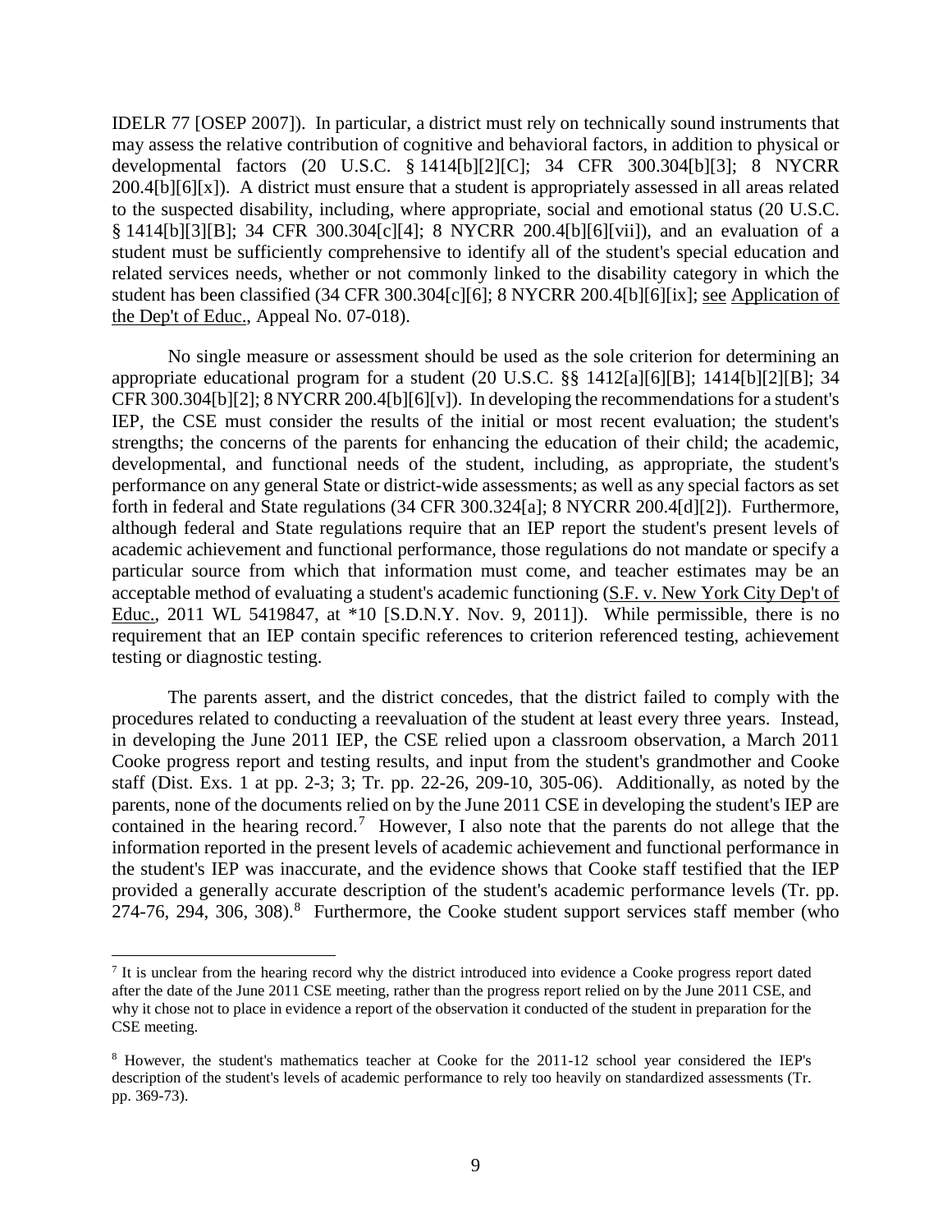IDELR 77 [OSEP 2007]). In particular, a district must rely on technically sound instruments that may assess the relative contribution of cognitive and behavioral factors, in addition to physical or developmental factors (20 U.S.C. § 1414[b][2][C]; 34 CFR 300.304[b][3]; 8 NYCRR 200.4[b][6][x]). A district must ensure that a student is appropriately assessed in all areas related to the suspected disability, including, where appropriate, social and emotional status (20 U.S.C. § 1414[b][3][B]; 34 CFR 300.304[c][4]; 8 NYCRR 200.4[b][6][vii]), and an evaluation of a student must be sufficiently comprehensive to identify all of the student's special education and related services needs, whether or not commonly linked to the disability category in which the student has been classified (34 CFR 300.304[c][6]; 8 NYCRR 200.4[b][6][ix]; see Application of the Dep't of Educ., Appeal No. 07-018).

No single measure or assessment should be used as the sole criterion for determining an appropriate educational program for a student (20 U.S.C. §§ 1412[a][6][B]; 1414[b][2][B]; 34 CFR 300.304[b][2]; 8 NYCRR 200.4[b][6][v]). In developing the recommendations for a student's IEP, the CSE must consider the results of the initial or most recent evaluation; the student's strengths; the concerns of the parents for enhancing the education of their child; the academic, developmental, and functional needs of the student, including, as appropriate, the student's performance on any general State or district-wide assessments; as well as any special factors as set forth in federal and State regulations (34 CFR 300.324[a]; 8 NYCRR 200.4[d][2]). Furthermore, although federal and State regulations require that an IEP report the student's present levels of academic achievement and functional performance, those regulations do not mandate or specify a particular source from which that information must come, and teacher estimates may be an acceptable method of evaluating a student's academic functioning (S.F. v. New York City Dep't of Educ., 2011 WL 5419847, at *10 [S.D.N.Y. Nov. 9, 2011]). While permissible, there is no requirement that an IEP contain specific references to criterion referenced testing, achievement testing or diagnostic testing.

The parents assert, and the district concedes, that the district failed to comply with the procedures related to conducting a reevaluation of the student at least every three years. Instead, in developing the June 2011 IEP, the CSE relied upon a classroom observation, a March 2011 Cooke progress report and testing results, and input from the student's grandmother and Cooke staff (Dist. Exs. 1 at pp. 2-3; 3; Tr. pp. 22-26, 209-10, 305-06). Additionally, as noted by the parents, none of the documents relied on by the June 2011 CSE in developing the student's IEP are contained in the hearing record.[7] However, I also note that the parents do not allege that the information reported in the present levels of academic achievement and functional performance in the student's IEP was inaccurate, and the evidence shows that Cooke staff testified that the IEP provided a generally accurate description of the student's academic performance levels (Tr. pp. 274-76, 294, 306, 308).[8] Furthermore, the Cooke student support services staff member (who

[7] It is unclear from the hearing record why the district introduced into evidence a Cooke progress report dated after the date of the June 2011 CSE meeting, rather than the progress report relied on by the June 2011 CSE, and why it chose not to place in evidence a report of the observation it conducted of the student in preparation for the CSE meeting.

[8] However, the student's mathematics teacher at Cooke for the 2011-12 school year considered the IEP's description of the student's levels of academic performance to rely too heavily on standardized assessments (Tr. pp. 369-73).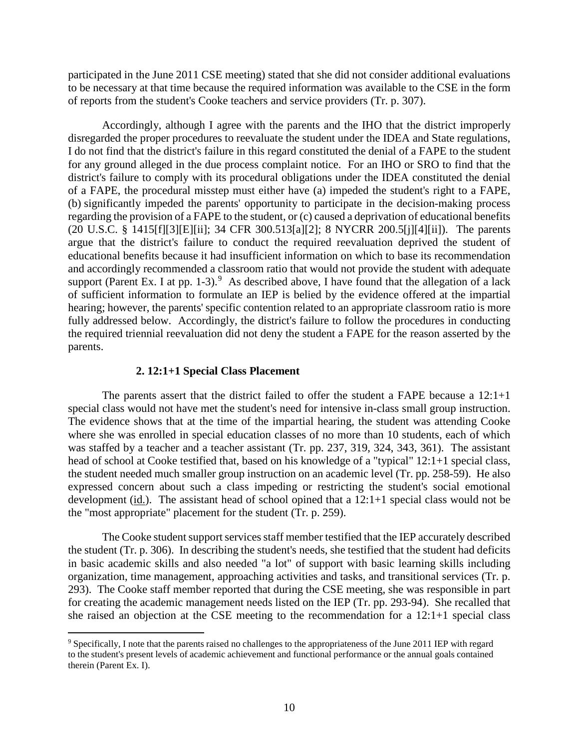participated in the June 2011 CSE meeting) stated that she did not consider additional evaluations to be necessary at that time because the required information was available to the CSE in the form of reports from the student's Cooke teachers and service providers (Tr. p. 307).

Accordingly, although I agree with the parents and the IHO that the district improperly disregarded the proper procedures to reevaluate the student under the IDEA and State regulations, I do not find that the district's failure in this regard constituted the denial of a FAPE to the student for any ground alleged in the due process complaint notice. For an IHO or SRO to find that the district's failure to comply with its procedural obligations under the IDEA constituted the denial of a FAPE, the procedural misstep must either have (a) impeded the student's right to a FAPE, (b) significantly impeded the parents' opportunity to participate in the decision-making process regarding the provision of a FAPE to the student, or (c) caused a deprivation of educational benefits (20 U.S.C. § 1415[f][3][E][ii]; 34 CFR 300.513[a][2]; 8 NYCRR 200.5[j][4][ii]). The parents argue that the district's failure to conduct the required reevaluation deprived the student of educational benefits because it had insufficient information on which to base its recommendation and accordingly recommended a classroom ratio that would not provide the student with adequate support (Parent Ex. I at pp. 1-3).[9] As described above, I have found that the allegation of a lack of sufficient information to formulate an IEP is belied by the evidence offered at the impartial hearing; however, the parents' specific contention related to an appropriate classroom ratio is more fully addressed below. Accordingly, the district's failure to follow the procedures in conducting the required triennial reevaluation did not deny the student a FAPE for the reason asserted by the parents.

### 2. 12:1+1 Special Class Placement

The parents assert that the district failed to offer the student a FAPE because a 12:1+1 special class would not have met the student's need for intensive in-class small group instruction. The evidence shows that at the time of the impartial hearing, the student was attending Cooke where she was enrolled in special education classes of no more than 10 students, each of which was staffed by a teacher and a teacher assistant (Tr. pp. 237, 319, 324, 343, 361). The assistant head of school at Cooke testified that, based on his knowledge of a "typical" 12:1+1 special class, the student needed much smaller group instruction on an academic level (Tr. pp. 258-59). He also expressed concern about such a class impeding or restricting the student's social emotional development (id.). The assistant head of school opined that a 12:1+1 special class would not be the "most appropriate" placement for the student (Tr. p. 259).

The Cooke student support services staff member testified that the IEP accurately described the student (Tr. p. 306). In describing the student's needs, she testified that the student had deficits in basic academic skills and also needed "a lot" of support with basic learning skills including organization, time management, approaching activities and tasks, and transitional services (Tr. p. 293). The Cooke staff member reported that during the CSE meeting, she was responsible in part for creating the academic management needs listed on the IEP (Tr. pp. 293-94). She recalled that she raised an objection at the CSE meeting to the recommendation for a 12:1+1 special class

[9] Specifically, I note that the parents raised no challenges to the appropriateness of the June 2011 IEP with regard to the student's present levels of academic achievement and functional performance or the annual goals contained therein (Parent Ex. I).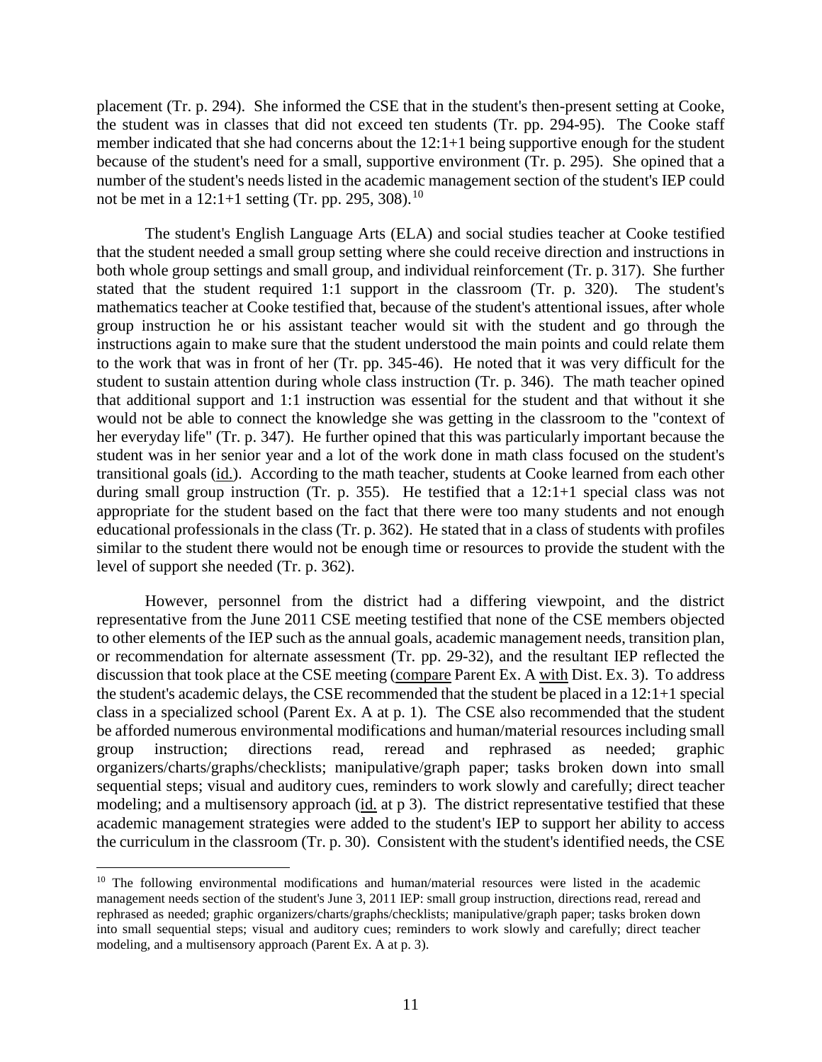placement (Tr. p. 294). She informed the CSE that in the student's then-present setting at Cooke, the student was in classes that did not exceed ten students (Tr. pp. 294-95). The Cooke staff member indicated that she had concerns about the 12:1+1 being supportive enough for the student because of the student's need for a small, supportive environment (Tr. p. 295). She opined that a number of the student's needs listed in the academic management section of the student's IEP could not be met in a 12:1+1 setting (Tr. pp. 295, 308).[10]

The student's English Language Arts (ELA) and social studies teacher at Cooke testified that the student needed a small group setting where she could receive direction and instructions in both whole group settings and small group, and individual reinforcement (Tr. p. 317). She further stated that the student required 1:1 support in the classroom (Tr. p. 320). The student's mathematics teacher at Cooke testified that, because of the student's attentional issues, after whole group instruction he or his assistant teacher would sit with the student and go through the instructions again to make sure that the student understood the main points and could relate them to the work that was in front of her (Tr. pp. 345-46). He noted that it was very difficult for the student to sustain attention during whole class instruction (Tr. p. 346). The math teacher opined that additional support and 1:1 instruction was essential for the student and that without it she would not be able to connect the knowledge she was getting in the classroom to the "context of her everyday life" (Tr. p. 347). He further opined that this was particularly important because the student was in her senior year and a lot of the work done in math class focused on the student's transitional goals (id.). According to the math teacher, students at Cooke learned from each other during small group instruction (Tr. p. 355). He testified that a 12:1+1 special class was not appropriate for the student based on the fact that there were too many students and not enough educational professionals in the class (Tr. p. 362). He stated that in a class of students with profiles similar to the student there would not be enough time or resources to provide the student with the level of support she needed (Tr. p. 362).

However, personnel from the district had a differing viewpoint, and the district representative from the June 2011 CSE meeting testified that none of the CSE members objected to other elements of the IEP such as the annual goals, academic management needs, transition plan, or recommendation for alternate assessment (Tr. pp. 29-32), and the resultant IEP reflected the discussion that took place at the CSE meeting (compare Parent Ex. A with Dist. Ex. 3). To address the student's academic delays, the CSE recommended that the student be placed in a 12:1+1 special class in a specialized school (Parent Ex. A at p. 1). The CSE also recommended that the student be afforded numerous environmental modifications and human/material resources including small group instruction; directions read, reread and rephrased as needed; graphic organizers/charts/graphs/checklists; manipulative/graph paper; tasks broken down into small sequential steps; visual and auditory cues, reminders to work slowly and carefully; direct teacher modeling; and a multisensory approach (id. at p 3). The district representative testified that these academic management strategies were added to the student's IEP to support her ability to access the curriculum in the classroom (Tr. p. 30). Consistent with the student's identified needs, the CSE

[10] The following environmental modifications and human/material resources were listed in the academic management needs section of the student's June 3, 2011 IEP: small group instruction, directions read, reread and rephrased as needed; graphic organizers/charts/graphs/checklists; manipulative/graph paper; tasks broken down into small sequential steps; visual and auditory cues; reminders to work slowly and carefully; direct teacher modeling, and a multisensory approach (Parent Ex. A at p. 3).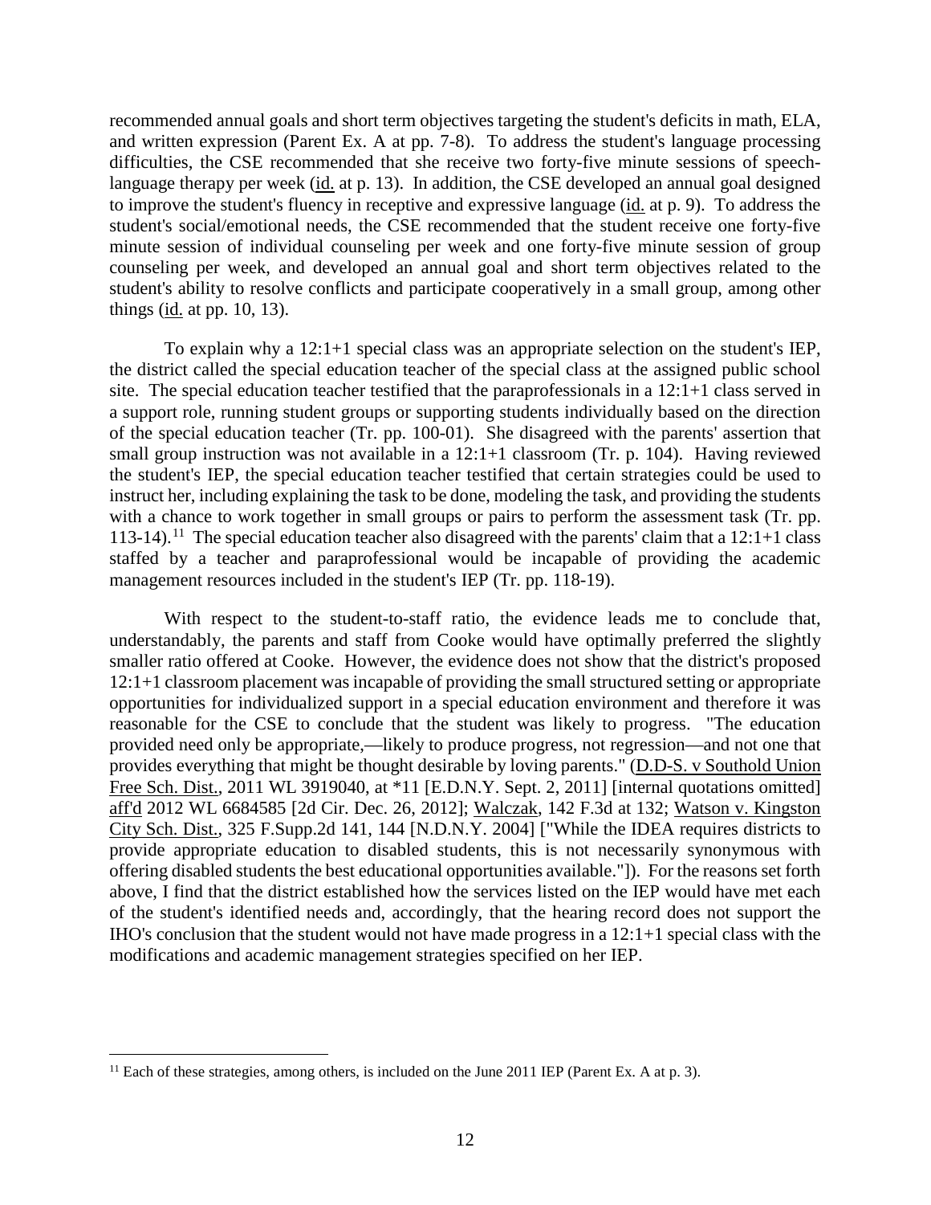recommended annual goals and short term objectives targeting the student's deficits in math, ELA, and written expression (Parent Ex. A at pp. 7-8). To address the student's language processing difficulties, the CSE recommended that she receive two forty-five minute sessions of speech-language therapy per week (id. at p. 13). In addition, the CSE developed an annual goal designed to improve the student's fluency in receptive and expressive language (id. at p. 9). To address the student's social/emotional needs, the CSE recommended that the student receive one forty-five minute session of individual counseling per week and one forty-five minute session of group counseling per week, and developed an annual goal and short term objectives related to the student's ability to resolve conflicts and participate cooperatively in a small group, among other things (id. at pp. 10, 13).

To explain why a 12:1+1 special class was an appropriate selection on the student's IEP, the district called the special education teacher of the special class at the assigned public school site. The special education teacher testified that the paraprofessionals in a 12:1+1 class served in a support role, running student groups or supporting students individually based on the direction of the special education teacher (Tr. pp. 100-01). She disagreed with the parents' assertion that small group instruction was not available in a 12:1+1 classroom (Tr. p. 104). Having reviewed the student's IEP, the special education teacher testified that certain strategies could be used to instruct her, including explaining the task to be done, modeling the task, and providing the students with a chance to work together in small groups or pairs to perform the assessment task (Tr. pp. 113-14).[11] The special education teacher also disagreed with the parents' claim that a 12:1+1 class staffed by a teacher and paraprofessional would be incapable of providing the academic management resources included in the student's IEP (Tr. pp. 118-19).

With respect to the student-to-staff ratio, the evidence leads me to conclude that, understandably, the parents and staff from Cooke would have optimally preferred the slightly smaller ratio offered at Cooke. However, the evidence does not show that the district's proposed 12:1+1 classroom placement was incapable of providing the small structured setting or appropriate opportunities for individualized support in a special education environment and therefore it was reasonable for the CSE to conclude that the student was likely to progress. "The education provided need only be appropriate,—likely to produce progress, not regression—and not one that provides everything that might be thought desirable by loving parents." (D.D-S. v Southold Union Free Sch. Dist., 2011 WL 3919040, at *11 [E.D.N.Y. Sept. 2, 2011] [internal quotations omitted] aff'd 2012 WL 6684585 [2d Cir. Dec. 26, 2012]; Walczak, 142 F.3d at 132; Watson v. Kingston City Sch. Dist., 325 F.Supp.2d 141, 144 [N.D.N.Y. 2004] ["While the IDEA requires districts to provide appropriate education to disabled students, this is not necessarily synonymous with offering disabled students the best educational opportunities available."]). For the reasons set forth above, I find that the district established how the services listed on the IEP would have met each of the student's identified needs and, accordingly, that the hearing record does not support the IHO's conclusion that the student would not have made progress in a 12:1+1 special class with the modifications and academic management strategies specified on her IEP.

[11] Each of these strategies, among others, is included on the June 2011 IEP (Parent Ex. A at p. 3).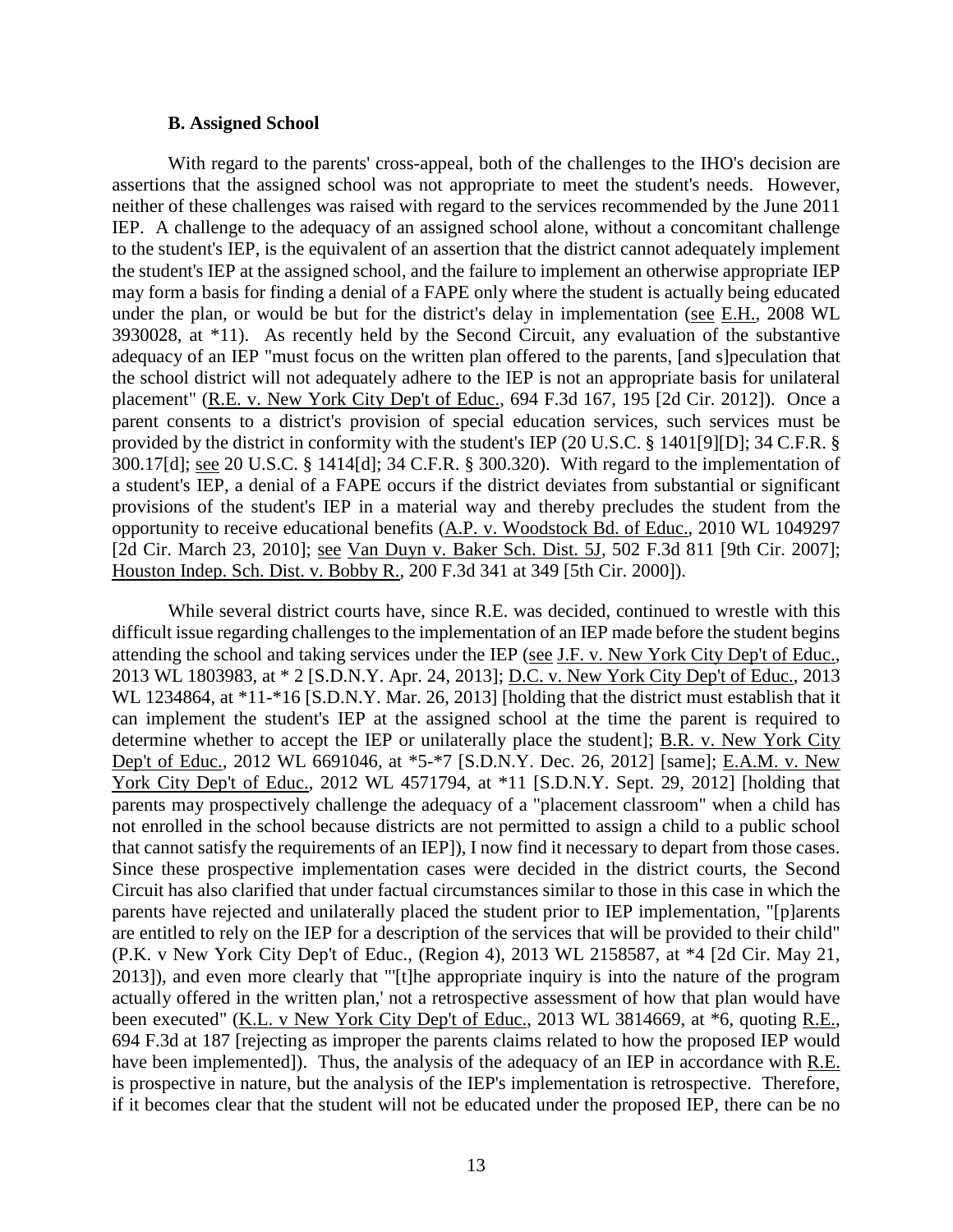### B. Assigned School

With regard to the parents' cross-appeal, both of the challenges to the IHO's decision are assertions that the assigned school was not appropriate to meet the student's needs. However, neither of these challenges was raised with regard to the services recommended by the June 2011 IEP. A challenge to the adequacy of an assigned school alone, without a concomitant challenge to the student's IEP, is the equivalent of an assertion that the district cannot adequately implement the student's IEP at the assigned school, and the failure to implement an otherwise appropriate IEP may form a basis for finding a denial of a FAPE only where the student is actually being educated under the plan, or would be but for the district's delay in implementation (see E.H., 2008 WL 3930028, at *11). As recently held by the Second Circuit, any evaluation of the substantive adequacy of an IEP "must focus on the written plan offered to the parents, [and s]peculation that the school district will not adequately adhere to the IEP is not an appropriate basis for unilateral placement" (R.E. v. New York City Dep't of Educ., 694 F.3d 167, 195 [2d Cir. 2012]). Once a parent consents to a district's provision of special education services, such services must be provided by the district in conformity with the student's IEP (20 U.S.C. § 1401[9][D]; 34 C.F.R. § 300.17[d]; see 20 U.S.C. § 1414[d]; 34 C.F.R. § 300.320). With regard to the implementation of a student's IEP, a denial of a FAPE occurs if the district deviates from substantial or significant provisions of the student's IEP in a material way and thereby precludes the student from the opportunity to receive educational benefits (A.P. v. Woodstock Bd. of Educ., 2010 WL 1049297 [2d Cir. March 23, 2010]; see Van Duyn v. Baker Sch. Dist. 5J, 502 F.3d 811 [9th Cir. 2007]; Houston Indep. Sch. Dist. v. Bobby R., 200 F.3d 341 at 349 [5th Cir. 2000]).

While several district courts have, since R.E. was decided, continued to wrestle with this difficult issue regarding challenges to the implementation of an IEP made before the student begins attending the school and taking services under the IEP (see J.F. v. New York City Dep't of Educ., 2013 WL 1803983, at * 2 [S.D.N.Y. Apr. 24, 2013]; D.C. v. New York City Dep't of Educ., 2013 WL 1234864, at *11-*16 [S.D.N.Y. Mar. 26, 2013] [holding that the district must establish that it can implement the student's IEP at the assigned school at the time the parent is required to determine whether to accept the IEP or unilaterally place the student]; B.R. v. New York City Dep't of Educ., 2012 WL 6691046, at *5-*7 [S.D.N.Y. Dec. 26, 2012] [same]; E.A.M. v. New York City Dep't of Educ., 2012 WL 4571794, at *11 [S.D.N.Y. Sept. 29, 2012] [holding that parents may prospectively challenge the adequacy of a "placement classroom" when a child has not enrolled in the school because districts are not permitted to assign a child to a public school that cannot satisfy the requirements of an IEP]), I now find it necessary to depart from those cases. Since these prospective implementation cases were decided in the district courts, the Second Circuit has also clarified that under factual circumstances similar to those in this case in which the parents have rejected and unilaterally placed the student prior to IEP implementation, "[p]arents are entitled to rely on the IEP for a description of the services that will be provided to their child" (P.K. v New York City Dep't of Educ., (Region 4), 2013 WL 2158587, at *4 [2d Cir. May 21, 2013]), and even more clearly that "'[t]he appropriate inquiry is into the nature of the program actually offered in the written plan,' not a retrospective assessment of how that plan would have been executed" (K.L. v New York City Dep't of Educ., 2013 WL 3814669, at *6, quoting R.E., 694 F.3d at 187 [rejecting as improper the parents claims related to how the proposed IEP would have been implemented]). Thus, the analysis of the adequacy of an IEP in accordance with R.E. is prospective in nature, but the analysis of the IEP's implementation is retrospective. Therefore, if it becomes clear that the student will not be educated under the proposed IEP, there can be no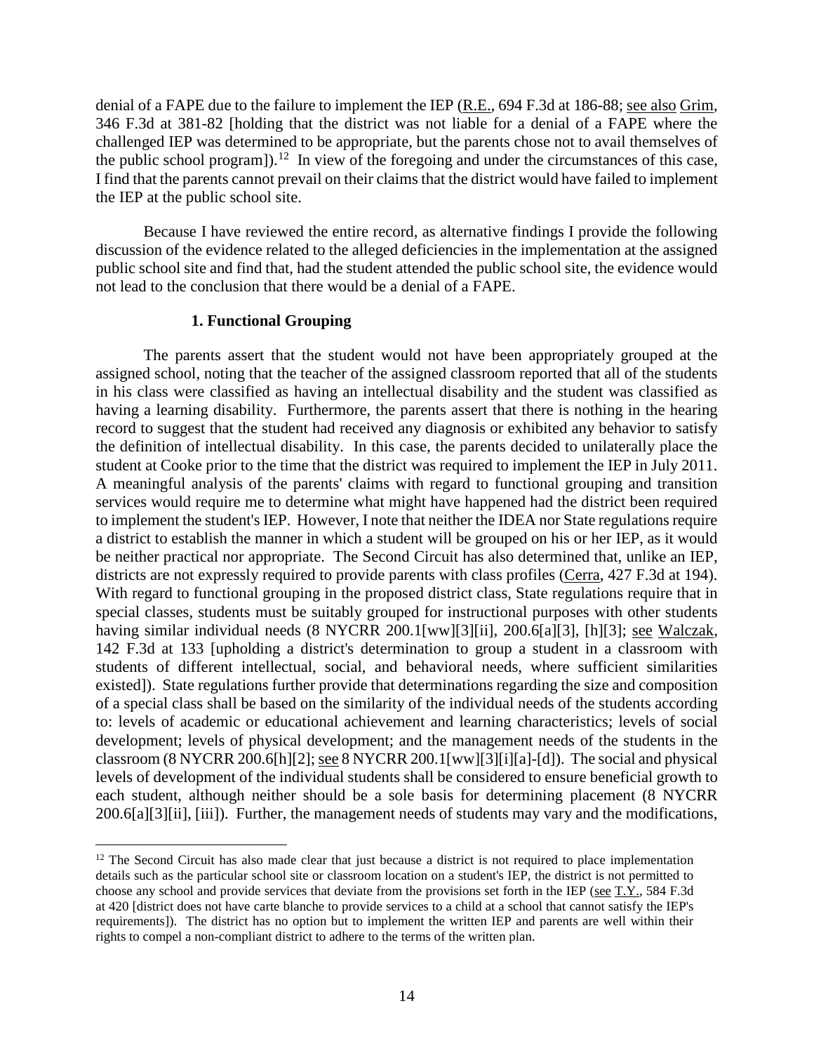denial of a FAPE due to the failure to implement the IEP (R.E., 694 F.3d at 186-88; see also Grim, 346 F.3d at 381-82 [holding that the district was not liable for a denial of a FAPE where the challenged IEP was determined to be appropriate, but the parents chose not to avail themselves of the public school program]).[12] In view of the foregoing and under the circumstances of this case, I find that the parents cannot prevail on their claims that the district would have failed to implement the IEP at the public school site.

Because I have reviewed the entire record, as alternative findings I provide the following discussion of the evidence related to the alleged deficiencies in the implementation at the assigned public school site and find that, had the student attended the public school site, the evidence would not lead to the conclusion that there would be a denial of a FAPE.

**1. Functional Grouping**

The parents assert that the student would not have been appropriately grouped at the assigned school, noting that the teacher of the assigned classroom reported that all of the students in his class were classified as having an intellectual disability and the student was classified as having a learning disability. Furthermore, the parents assert that there is nothing in the hearing record to suggest that the student had received any diagnosis or exhibited any behavior to satisfy the definition of intellectual disability. In this case, the parents decided to unilaterally place the student at Cooke prior to the time that the district was required to implement the IEP in July 2011. A meaningful analysis of the parents' claims with regard to functional grouping and transition services would require me to determine what might have happened had the district been required to implement the student's IEP. However, I note that neither the IDEA nor State regulations require a district to establish the manner in which a student will be grouped on his or her IEP, as it would be neither practical nor appropriate. The Second Circuit has also determined that, unlike an IEP, districts are not expressly required to provide parents with class profiles (Cerra, 427 F.3d at 194). With regard to functional grouping in the proposed district class, State regulations require that in special classes, students must be suitably grouped for instructional purposes with other students having similar individual needs (8 NYCRR 200.1[ww][3][ii], 200.6[a][3], [h][3]; see Walczak, 142 F.3d at 133 [upholding a district's determination to group a student in a classroom with students of different intellectual, social, and behavioral needs, where sufficient similarities existed]). State regulations further provide that determinations regarding the size and composition of a special class shall be based on the similarity of the individual needs of the students according to: levels of academic or educational achievement and learning characteristics; levels of social development; levels of physical development; and the management needs of the students in the classroom (8 NYCRR 200.6[h][2]; see 8 NYCRR 200.1[ww][3][i][a]-[d]). The social and physical levels of development of the individual students shall be considered to ensure beneficial growth to each student, although neither should be a sole basis for determining placement (8 NYCRR 200.6[a][3][ii], [iii]). Further, the management needs of students may vary and the modifications,

[12] The Second Circuit has also made clear that just because a district is not required to place implementation details such as the particular school site or classroom location on a student's IEP, the district is not permitted to choose any school and provide services that deviate from the provisions set forth in the IEP (see T.Y., 584 F.3d at 420 [district does not have carte blanche to provide services to a child at a school that cannot satisfy the IEP's requirements]). The district has no option but to implement the written IEP and parents are well within their rights to compel a non-compliant district to adhere to the terms of the written plan.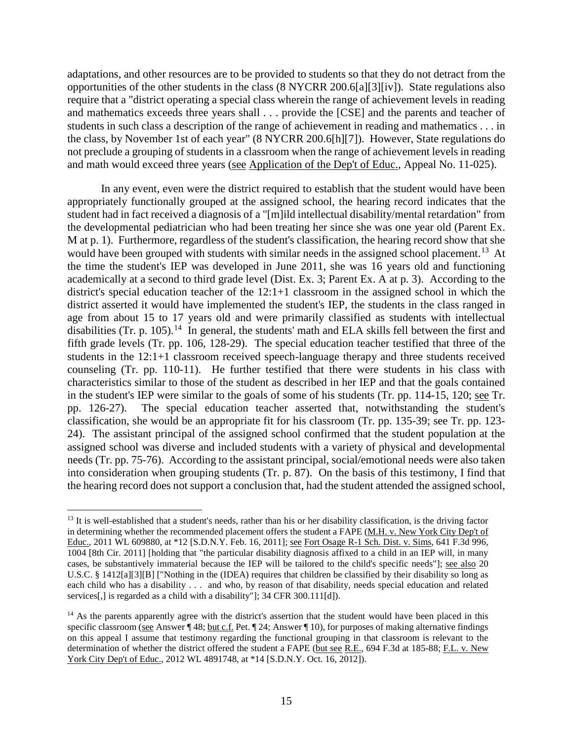adaptations, and other resources are to be provided to students so that they do not detract from the opportunities of the other students in the class (8 NYCRR 200.6[a][3][iv]). State regulations also require that a "district operating a special class wherein the range of achievement levels in reading and mathematics exceeds three years shall . . . provide the [CSE] and the parents and teacher of students in such class a description of the range of achievement in reading and mathematics . . . in the class, by November 1st of each year" (8 NYCRR 200.6[h][7]). However, State regulations do not preclude a grouping of students in a classroom when the range of achievement levels in reading and math would exceed three years (see Application of the Dep't of Educ., Appeal No. 11-025).

In any event, even were the district required to establish that the student would have been appropriately functionally grouped at the assigned school, the hearing record indicates that the student had in fact received a diagnosis of a "[m]ild intellectual disability/mental retardation" from the developmental pediatrician who had been treating her since she was one year old (Parent Ex. M at p. 1). Furthermore, regardless of the student's classification, the hearing record show that she would have been grouped with students with similar needs in the assigned school placement.[13] At the time the student's IEP was developed in June 2011, she was 16 years old and functioning academically at a second to third grade level (Dist. Ex. 3; Parent Ex. A at p. 3). According to the district's special education teacher of the 12:1+1 classroom in the assigned school in which the district asserted it would have implemented the student's IEP, the students in the class ranged in age from about 15 to 17 years old and were primarily classified as students with intellectual disabilities (Tr. p. 105).[14] In general, the students' math and ELA skills fell between the first and fifth grade levels (Tr. pp. 106, 128-29). The special education teacher testified that three of the students in the 12:1+1 classroom received speech-language therapy and three students received counseling (Tr. pp. 110-11). He further testified that there were students in his class with characteristics similar to those of the student as described in her IEP and that the goals contained in the student's IEP were similar to the goals of some of his students (Tr. pp. 114-15, 120; see Tr. pp. 126-27). The special education teacher asserted that, notwithstanding the student's classification, she would be an appropriate fit for his classroom (Tr. pp. 135-39; see Tr. pp. 123-24). The assistant principal of the assigned school confirmed that the student population at the assigned school was diverse and included students with a variety of physical and developmental needs (Tr. pp. 75-76). According to the assistant principal, social/emotional needs were also taken into consideration when grouping students (Tr. p. 87). On the basis of this testimony, I find that the hearing record does not support a conclusion that, had the student attended the assigned school,

[13] It is well-established that a student's needs, rather than his or her disability classification, is the driving factor in determining whether the recommended placement offers the student a FAPE (M.H. v. New York City Dep't of Educ., 2011 WL 609880, at *12 [S.D.N.Y. Feb. 16, 2011]; see Fort Osage R-1 Sch. Dist. v. Sims, 641 F.3d 996, 1004 [8th Cir. 2011] [holding that "the particular disability diagnosis affixed to a child in an IEP will, in many cases, be substantively immaterial because the IEP will be tailored to the child's specific needs"]; see also 20 U.S.C. § 1412[a][3][B] ["Nothing in the (IDEA) requires that children be classified by their disability so long as each child who has a disability . . . and who, by reason of that disability, needs special education and related services[,] is regarded as a child with a disability"]; 34 CFR 300.111[d]).

[14] As the parents apparently agree with the district's assertion that the student would have been placed in this specific classroom (see Answer ¶ 48; but c.f. Pet. ¶ 24; Answer ¶ 10), for purposes of making alternative findings on this appeal I assume that testimony regarding the functional grouping in that classroom is relevant to the determination of whether the district offered the student a FAPE (but see R.E., 694 F.3d at 185-88; F.L. v. New York City Dep't of Educ., 2012 WL 4891748, at *14 [S.D.N.Y. Oct. 16, 2012]).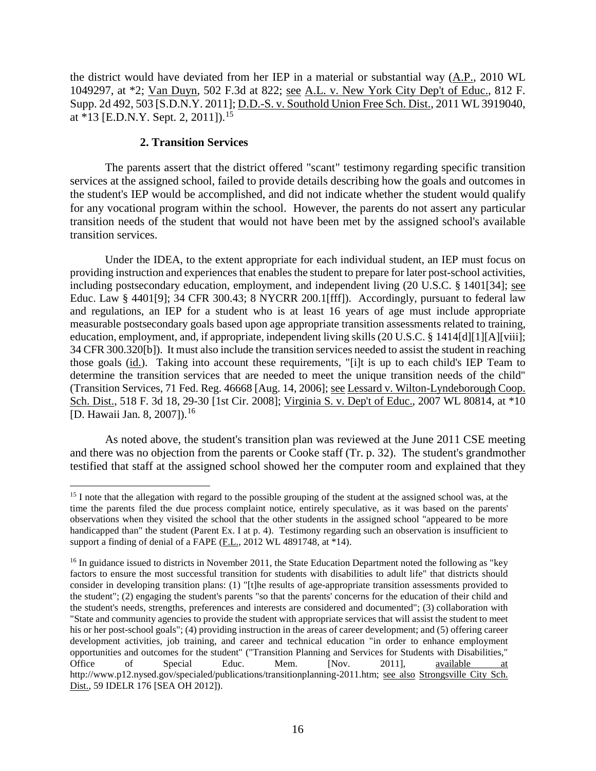the district would have deviated from her IEP in a material or substantial way (A.P., 2010 WL 1049297, at *2; Van Duyn, 502 F.3d at 822; see A.L. v. New York City Dep't of Educ., 812 F. Supp. 2d 492, 503 [S.D.N.Y. 2011]; D.D.-S. v. Southold Union Free Sch. Dist., 2011 WL 3919040, at *13 [E.D.N.Y. Sept. 2, 2011]).[15]

### 2. Transition Services

The parents assert that the district offered "scant" testimony regarding specific transition services at the assigned school, failed to provide details describing how the goals and outcomes in the student's IEP would be accomplished, and did not indicate whether the student would qualify for any vocational program within the school. However, the parents do not assert any particular transition needs of the student that would not have been met by the assigned school's available transition services.

Under the IDEA, to the extent appropriate for each individual student, an IEP must focus on providing instruction and experiences that enables the student to prepare for later post-school activities, including postsecondary education, employment, and independent living (20 U.S.C. § 1401[34]; see Educ. Law § 4401[9]; 34 CFR 300.43; 8 NYCRR 200.1[fff]). Accordingly, pursuant to federal law and regulations, an IEP for a student who is at least 16 years of age must include appropriate measurable postsecondary goals based upon age appropriate transition assessments related to training, education, employment, and, if appropriate, independent living skills (20 U.S.C. § 1414[d][1][A][viii]; 34 CFR 300.320[b]). It must also include the transition services needed to assist the student in reaching those goals (id.). Taking into account these requirements, "[i]t is up to each child's IEP Team to determine the transition services that are needed to meet the unique transition needs of the child" (Transition Services, 71 Fed. Reg. 46668 [Aug. 14, 2006]; see Lessard v. Wilton-Lyndeborough Coop. Sch. Dist., 518 F. 3d 18, 29-30 [1st Cir. 2008]; Virginia S. v. Dep't of Educ., 2007 WL 80814, at *10 [D. Hawaii Jan. 8, 2007]).[16]

As noted above, the student's transition plan was reviewed at the June 2011 CSE meeting and there was no objection from the parents or Cooke staff (Tr. p. 32). The student's grandmother testified that staff at the assigned school showed her the computer room and explained that they

---

[15] I note that the allegation with regard to the possible grouping of the student at the assigned school was, at the time the parents filed the due process complaint notice, entirely speculative, as it was based on the parents' observations when they visited the school that the other students in the assigned school "appeared to be more handicapped than" the student (Parent Ex. I at p. 4). Testimony regarding such an observation is insufficient to support a finding of denial of a FAPE (F.L., 2012 WL 4891748, at *14).

[16] In guidance issued to districts in November 2011, the State Education Department noted the following as "key factors to ensure the most successful transition for students with disabilities to adult life" that districts should consider in developing transition plans: (1) "[t]he results of age-appropriate transition assessments provided to the student"; (2) engaging the student's parents "so that the parents' concerns for the education of their child and the student's needs, strengths, preferences and interests are considered and documented"; (3) collaboration with "State and community agencies to provide the student with appropriate services that will assist the student to meet his or her post-school goals"; (4) providing instruction in the areas of career development; and (5) offering career development activities, job training, and career and technical education "in order to enhance employment opportunities and outcomes for the student" ("Transition Planning and Services for Students with Disabilities," Office of Special Educ. Mem. [Nov. 2011], available at http://www.p12.nysed.gov/specialed/publications/transitionplanning-2011.htm; see also Strongsville City Sch. Dist., 59 IDELR 176 [SEA OH 2012]).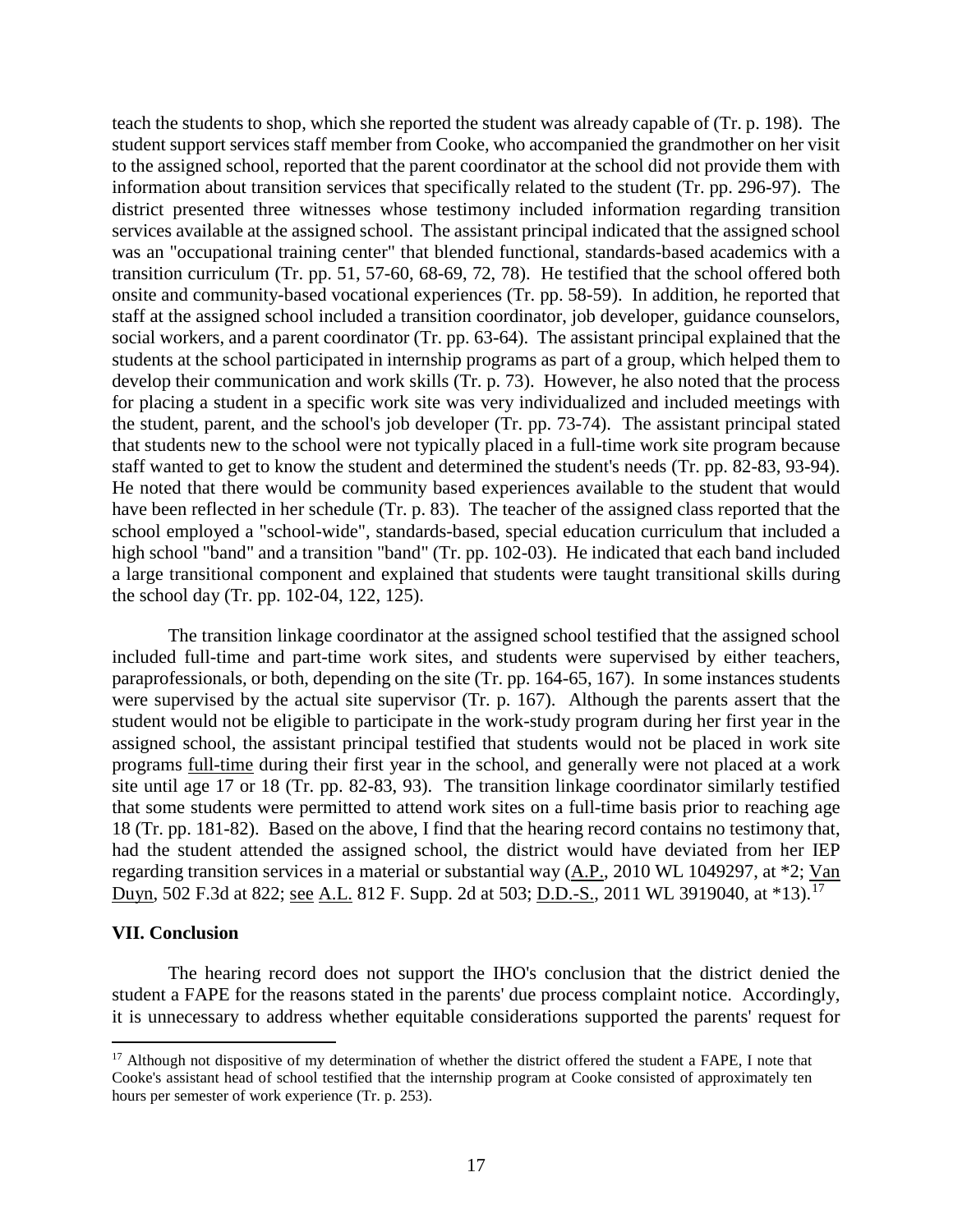teach the students to shop, which she reported the student was already capable of (Tr. p. 198). The student support services staff member from Cooke, who accompanied the grandmother on her visit to the assigned school, reported that the parent coordinator at the school did not provide them with information about transition services that specifically related to the student (Tr. pp. 296-97). The district presented three witnesses whose testimony included information regarding transition services available at the assigned school. The assistant principal indicated that the assigned school was an "occupational training center" that blended functional, standards-based academics with a transition curriculum (Tr. pp. 51, 57-60, 68-69, 72, 78). He testified that the school offered both onsite and community-based vocational experiences (Tr. pp. 58-59). In addition, he reported that staff at the assigned school included a transition coordinator, job developer, guidance counselors, social workers, and a parent coordinator (Tr. pp. 63-64). The assistant principal explained that the students at the school participated in internship programs as part of a group, which helped them to develop their communication and work skills (Tr. p. 73). However, he also noted that the process for placing a student in a specific work site was very individualized and included meetings with the student, parent, and the school's job developer (Tr. pp. 73-74). The assistant principal stated that students new to the school were not typically placed in a full-time work site program because staff wanted to get to know the student and determined the student's needs (Tr. pp. 82-83, 93-94). He noted that there would be community based experiences available to the student that would have been reflected in her schedule (Tr. p. 83). The teacher of the assigned class reported that the school employed a "school-wide", standards-based, special education curriculum that included a high school "band" and a transition "band" (Tr. pp. 102-03). He indicated that each band included a large transitional component and explained that students were taught transitional skills during the school day (Tr. pp. 102-04, 122, 125).

The transition linkage coordinator at the assigned school testified that the assigned school included full-time and part-time work sites, and students were supervised by either teachers, paraprofessionals, or both, depending on the site (Tr. pp. 164-65, 167). In some instances students were supervised by the actual site supervisor (Tr. p. 167). Although the parents assert that the student would not be eligible to participate in the work-study program during her first year in the assigned school, the assistant principal testified that students would not be placed in work site programs full-time during their first year in the school, and generally were not placed at a work site until age 17 or 18 (Tr. pp. 82-83, 93). The transition linkage coordinator similarly testified that some students were permitted to attend work sites on a full-time basis prior to reaching age 18 (Tr. pp. 181-82). Based on the above, I find that the hearing record contains no testimony that, had the student attended the assigned school, the district would have deviated from her IEP regarding transition services in a material or substantial way (A.P., 2010 WL 1049297, at *2; Van Duyn, 502 F.3d at 822; see A.L. 812 F. Supp. 2d at 503; D.D.-S., 2011 WL 3919040, at *13).[17]

## VII. Conclusion

The hearing record does not support the IHO's conclusion that the district denied the student a FAPE for the reasons stated in the parents' due process complaint notice. Accordingly, it is unnecessary to address whether equitable considerations supported the parents' request for

[17] Although not dispositive of my determination of whether the district offered the student a FAPE, I note that Cooke's assistant head of school testified that the internship program at Cooke consisted of approximately ten hours per semester of work experience (Tr. p. 253).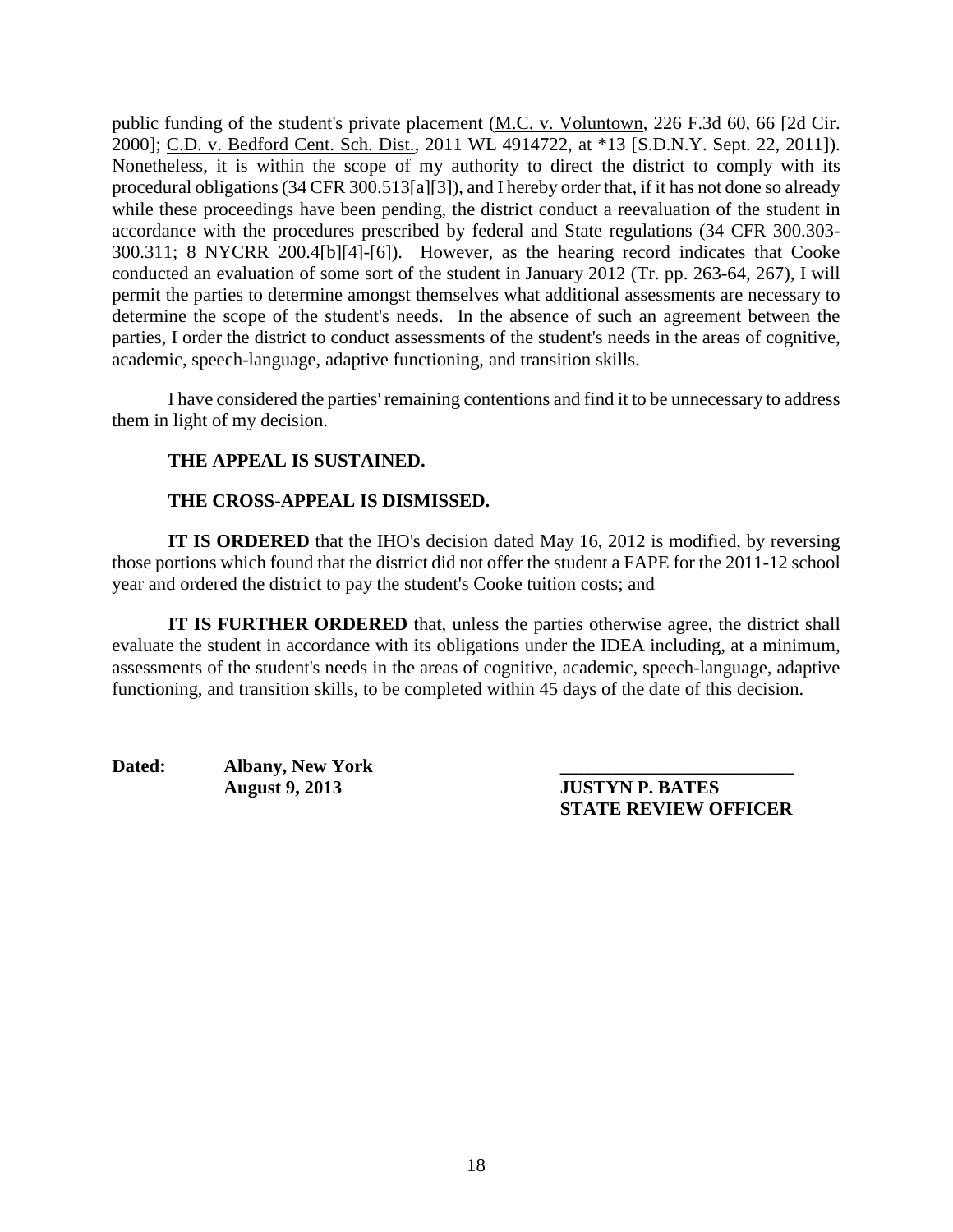public funding of the student's private placement (M.C. v. Voluntown, 226 F.3d 60, 66 [2d Cir. 2000]; C.D. v. Bedford Cent. Sch. Dist., 2011 WL 4914722, at *13 [S.D.N.Y. Sept. 22, 2011]). Nonetheless, it is within the scope of my authority to direct the district to comply with its procedural obligations (34 CFR 300.513[a][3]), and I hereby order that, if it has not done so already while these proceedings have been pending, the district conduct a reevaluation of the student in accordance with the procedures prescribed by federal and State regulations (34 CFR 300.303-300.311; 8 NYCRR 200.4[b][4]-[6]). However, as the hearing record indicates that Cooke conducted an evaluation of some sort of the student in January 2012 (Tr. pp. 263-64, 267), I will permit the parties to determine amongst themselves what additional assessments are necessary to determine the scope of the student's needs. In the absence of such an agreement between the parties, I order the district to conduct assessments of the student's needs in the areas of cognitive, academic, speech-language, adaptive functioning, and transition skills.

I have considered the parties' remaining contentions and find it to be unnecessary to address them in light of my decision.

**THE APPEAL IS SUSTAINED.**

**THE CROSS-APPEAL IS DISMISSED.**

**IT IS ORDERED** that the IHO's decision dated May 16, 2012 is modified, by reversing those portions which found that the district did not offer the student a FAPE for the 2011-12 school year and ordered the district to pay the student's Cooke tuition costs; and

**IT IS FURTHER ORDERED** that, unless the parties otherwise agree, the district shall evaluate the student in accordance with its obligations under the IDEA including, at a minimum, assessments of the student's needs in the areas of cognitive, academic, speech-language, adaptive functioning, and transition skills, to be completed within 45 days of the date of this decision.

**Dated:** **Albany, New York**
**August 9, 2013**

_________________________
**JUSTYN P. BATES**
**STATE REVIEW OFFICER**